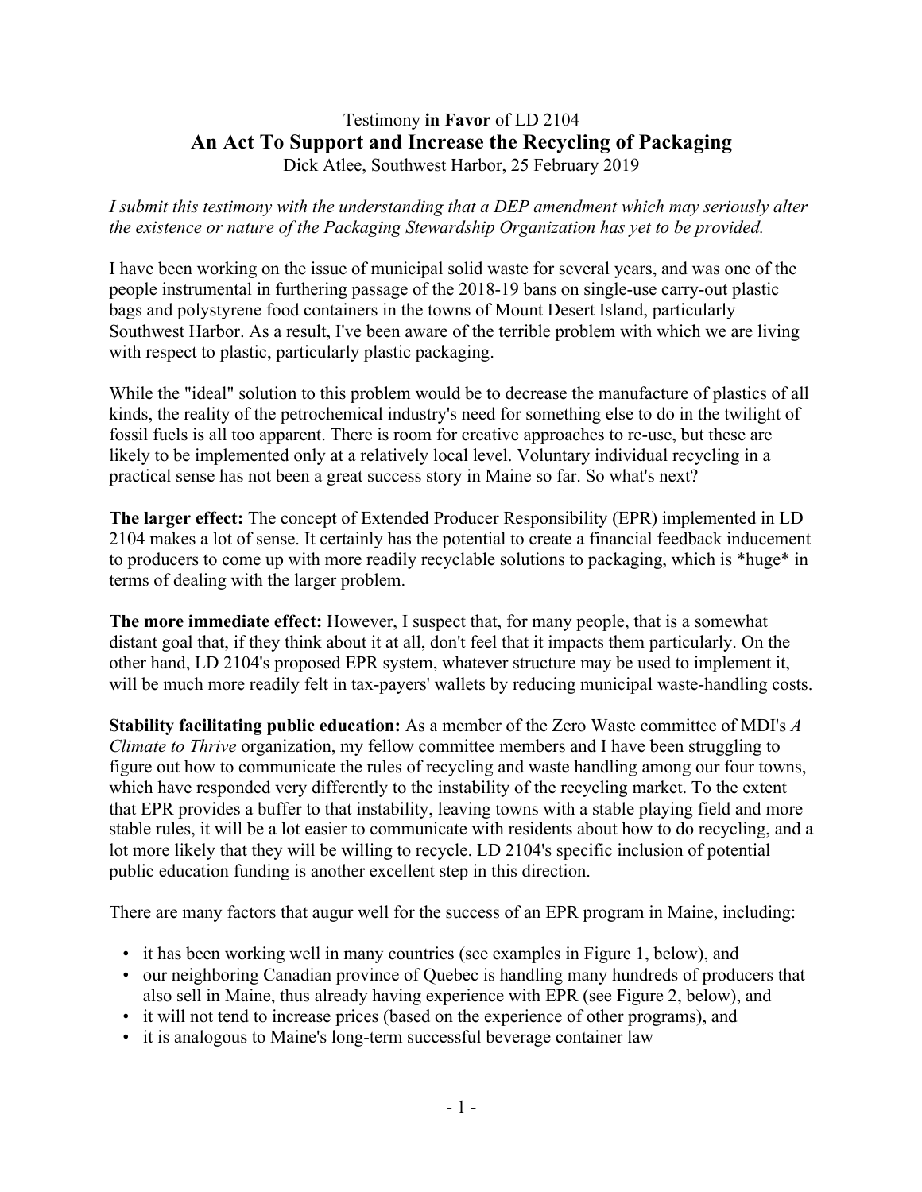Testimony **in Favor** of LD 2104

# An Act To Support and Increase the Recycling of Packaging

Dick Atlee, Southwest Harbor, 25 February 2019

*I submit this testimony with the understanding that a DEP amendment which may seriously alter the existence or nature of the Packaging Stewardship Organization has yet to be provided.*

I have been working on the issue of municipal solid waste for several years, and was one of the people instrumental in furthering passage of the 2018-19 bans on single-use carry-out plastic bags and polystyrene food containers in the towns of Mount Desert Island, particularly Southwest Harbor. As a result, I've been aware of the terrible problem with which we are living with respect to plastic, particularly plastic packaging.

While the "ideal" solution to this problem would be to decrease the manufacture of plastics of all kinds, the reality of the petrochemical industry's need for something else to do in the twilight of fossil fuels is all too apparent. There is room for creative approaches to re-use, but these are likely to be implemented only at a relatively local level. Voluntary individual recycling in a practical sense has not been a great success story in Maine so far. So what's next?

**The larger effect:** The concept of Extended Producer Responsibility (EPR) implemented in LD 2104 makes a lot of sense. It certainly has the potential to create a financial feedback inducement to producers to come up with more readily recyclable solutions to packaging, which is *huge* in terms of dealing with the larger problem.

**The more immediate effect:** However, I suspect that, for many people, that is a somewhat distant goal that, if they think about it at all, don't feel that it impacts them particularly. On the other hand, LD 2104's proposed EPR system, whatever structure may be used to implement it, will be much more readily felt in tax-payers' wallets by reducing municipal waste-handling costs.

**Stability facilitating public education:** As a member of the Zero Waste committee of MDI's *A Climate to Thrive* organization, my fellow committee members and I have been struggling to figure out how to communicate the rules of recycling and waste handling among our four towns, which have responded very differently to the instability of the recycling market. To the extent that EPR provides a buffer to that instability, leaving towns with a stable playing field and more stable rules, it will be a lot easier to communicate with residents about how to do recycling, and a lot more likely that they will be willing to recycle. LD 2104's specific inclusion of potential public education funding is another excellent step in this direction.

There are many factors that augur well for the success of an EPR program in Maine, including:

- it has been working well in many countries (see examples in Figure 1, below), and
- our neighboring Canadian province of Quebec is handling many hundreds of producers that also sell in Maine, thus already having experience with EPR (see Figure 2, below), and
- it will not tend to increase prices (based on the experience of other programs), and
- it is analogous to Maine's long-term successful beverage container law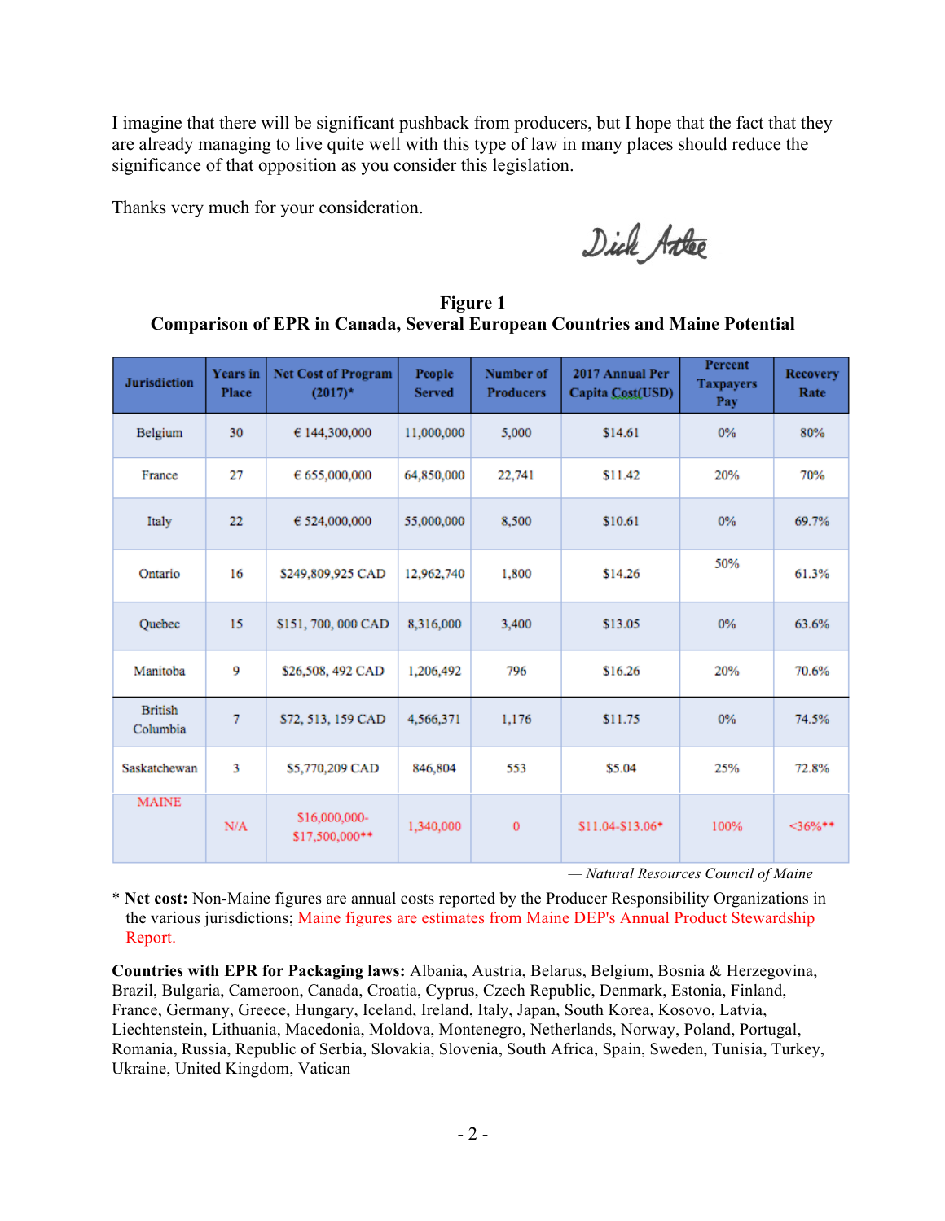I imagine that there will be significant pushback from producers, but I hope that the fact that they are already managing to live quite well with this type of law in many places should reduce the significance of that opposition as you consider this legislation.

Thanks very much for your consideration.

Dick Atlee

**Figure 1**
**Comparison of EPR in Canada, Several European Countries and Maine Potential**

| Jurisdiction | Years in Place | Net Cost of Program (2017)* | People Served | Number of Producers | 2017 Annual Per Capita Cost(USD) | Percent Taxpayers Pay | Recovery Rate |
|---|---|---|---|---|---|---|---|
| Belgium | 30 | € 144,300,000 | 11,000,000 | 5,000 | $14.61 | 0% | 80% |
| France | 27 | € 655,000,000 | 64,850,000 | 22,741 | $11.42 | 20% | 70% |
| Italy | 22 | € 524,000,000 | 55,000,000 | 8,500 | $10.61 | 0% | 69.7% |
| Ontario | 16 | $249,809,925 CAD | 12,962,740 | 1,800 | $14.26 | 50% | 61.3% |
| Quebec | 15 | $151, 700, 000 CAD | 8,316,000 | 3,400 | $13.05 | 0% | 63.6% |
| Manitoba | 9 | $26,508, 492 CAD | 1,206,492 | 796 | $16.26 | 20% | 70.6% |
| British Columbia | 7 | $72, 513, 159 CAD | 4,566,371 | 1,176 | $11.75 | 0% | 74.5% |
| Saskatchewan | 3 | $5,770,209 CAD | 846,804 | 553 | $5.04 | 25% | 72.8% |
| MAINE | N/A | $16,000,000-$17,500,000** | 1,340,000 | 0 | $11.04-$13.06* | 100% | <36%** |

— *Natural Resources Council of Maine*

\* **Net cost:** Non-Maine figures are annual costs reported by the Producer Responsibility Organizations in the various jurisdictions; Maine figures are estimates from Maine DEP's Annual Product Stewardship Report.

**Countries with EPR for Packaging laws:** Albania, Austria, Belarus, Belgium, Bosnia & Herzegovina, Brazil, Bulgaria, Cameroon, Canada, Croatia, Cyprus, Czech Republic, Denmark, Estonia, Finland, France, Germany, Greece, Hungary, Iceland, Ireland, Italy, Japan, South Korea, Kosovo, Latvia, Liechtenstein, Lithuania, Macedonia, Moldova, Montenegro, Netherlands, Norway, Poland, Portugal, Romania, Russia, Republic of Serbia, Slovakia, Slovenia, South Africa, Spain, Sweden, Tunisia, Turkey, Ukraine, United Kingdom, Vatican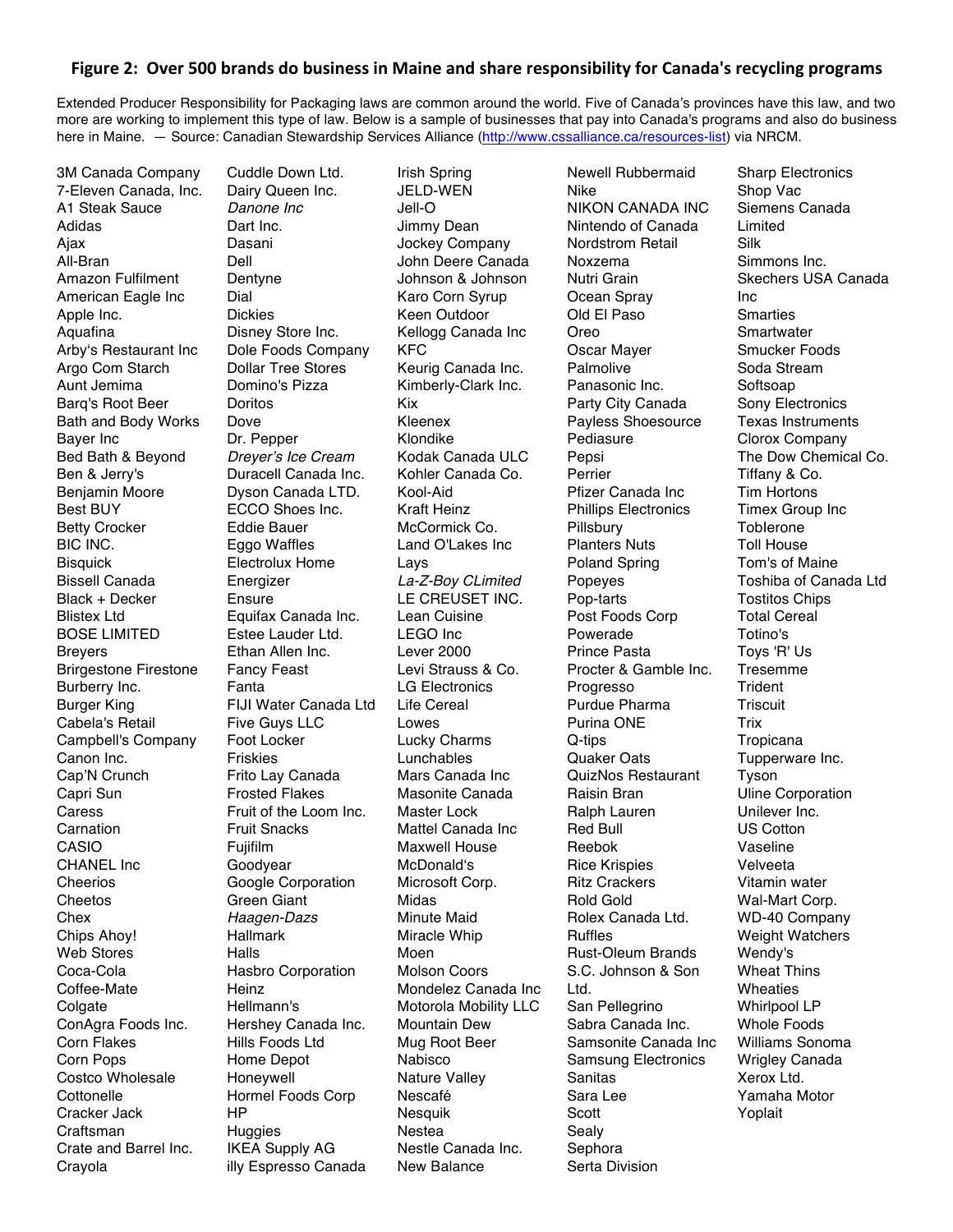## Figure 2: Over 500 brands do business in Maine and share responsibility for Canada's recycling programs

Extended Producer Responsibility for Packaging laws are common around the world. Five of Canada's provinces have this law, and two more are working to implement this type of law. Below is a sample of businesses that pay into Canada's programs and also do business here in Maine. — Source: Canadian Stewardship Services Alliance (http://www.cssalliance.ca/resources-list) via NRCM.

3M Canada Company
7-Eleven Canada, Inc.
A1 Steak Sauce
Adidas
Ajax
All-Bran
Amazon Fulfilment
American Eagle Inc
Apple Inc.
Aquafina
Arby's Restaurant Inc
Argo Corn Starch
Aunt Jemima
Barq's Root Beer
Bath and Body Works
Bayer Inc
Bed Bath & Beyond
Ben & Jerry's
Benjamin Moore
Best BUY
Betty Crocker
BIC INC.
Bisquick
Bissell Canada
Black + Decker
Blistex Ltd
BOSE LIMITED
Breyers
Brirgestone Firestone
Burberry Inc.
Burger King
Cabela's Retail
Campbell's Company
Canon Inc.
Cap'N Crunch
Capri Sun
Caress
Carnation
CASIO
CHANEL Inc
Cheerios
Cheetos
Chex
Chips Ahoy!
Web Stores
Coca-Cola
Coffee-Mate
Colgate
ConAgra Foods Inc.
Corn Flakes
Corn Pops
Costco Wholesale
Cottonelle
Cracker Jack
Craftsman
Crate and Barrel Inc.
Crayola
Cuddle Down Ltd.
Dairy Queen Inc.
*Danone Inc*
Dart Inc.
Dasani
Dell
Dentyne
Dial
Dickies
Disney Store Inc.
Dole Foods Company
Dollar Tree Stores
Domino's Pizza
Doritos
Dove
Dr. Pepper
*Dreyer's Ice Cream*
Duracell Canada Inc.
Dyson Canada LTD.
ECCO Shoes Inc.
Eddie Bauer
Eggo Waffles
Electrolux Home
Energizer
Ensure
Equifax Canada Inc.
Estee Lauder Ltd.
Ethan Allen Inc.
Fancy Feast
Fanta
FIJI Water Canada Ltd
Five Guys LLC
Foot Locker
Friskies
Frito Lay Canada
Frosted Flakes
Fruit of the Loom Inc.
Fruit Snacks
Fujifilm
Goodyear
Google Corporation
Green Giant
*Haagen-Dazs*
Hallmark
Halls
Hasbro Corporation
Heinz
Hellmann's
Hershey Canada Inc.
Hills Foods Ltd
Home Depot
Honeywell
Hormel Foods Corp
HP
Huggies
IKEA Supply AG
illy Espresso Canada
Irish Spring
JELD-WEN
Jell-O
Jimmy Dean
Jockey Company
John Deere Canada
Johnson & Johnson
Karo Corn Syrup
Keen Outdoor
Kellogg Canada Inc
KFC
Keurig Canada Inc.
Kimberly-Clark Inc.
Kix
Kleenex
Klondike
Kodak Canada ULC
Kohler Canada Co.
Kool-Aid
Kraft Heinz
McCormick Co.
Land O'Lakes Inc
Lays
*La-Z-Boy CLimited*
LE CREUSET INC.
Lean Cuisine
LEGO Inc
Lever 2000
Levi Strauss & Co.
LG Electronics
Life Cereal
Lowes
Lucky Charms
Lunchables
Mars Canada Inc
Masonite Canada
Master Lock
Mattel Canada Inc
Maxwell House
McDonald's
Microsoft Corp.
Midas
Minute Maid
Miracle Whip
Moen
Molson Coors
Mondelez Canada Inc
Motorola Mobility LLC
Mountain Dew
Mug Root Beer
Nabisco
Nature Valley
Nescafé
Nesquik
Nestea
Nestle Canada Inc.
New Balance
Newell Rubbermaid
Nike
NIKON CANADA INC
Nintendo of Canada
Nordstrom Retail
Noxzema
Nutri Grain
Ocean Spray
Old El Paso
Oreo
Oscar Mayer
Palmolive
Panasonic Inc.
Party City Canada
Payless Shoesource
Pediasure
Pepsi
Perrier
Pfizer Canada Inc
Phillips Electronics
Pillsbury
Planters Nuts
Poland Spring
Popeyes
Pop-tarts
Post Foods Corp
Powerade
Prince Pasta
Procter & Gamble Inc.
Progresso
Purdue Pharma
Purina ONE
Q-tips
Quaker Oats
QuizNos Restaurant
Raisin Bran
Ralph Lauren
Red Bull
Reebok
Rice Krispies
Ritz Crackers
Rold Gold
Rolex Canada Ltd.
Ruffles
Rust-Oleum Brands
S.C. Johnson & Son Ltd.
San Pellegrino
Sabra Canada Inc.
Samsonite Canada Inc
Samsung Electronics
Sanitas
Sara Lee
Scott
Sealy
Sephora
Serta Division
Sharp Electronics
Shop Vac
Siemens Canada Limited
Silk
Simmons Inc.
Skechers USA Canada Inc
Smarties
Smartwater
Smucker Foods
Soda Stream
Softsoap
Sony Electronics
Texas Instruments
Clorox Company
The Dow Chemical Co.
Tiffany & Co.
Tim Hortons
Timex Group Inc
Toblerone
Toll House
Tom's of Maine
Toshiba of Canada Ltd
Tostitos Chips
Total Cereal
Totino's
Toys 'R' Us
Tresemme
Trident
Triscuit
Trix
Tropicana
Tupperware Inc.
Tyson
Uline Corporation
Unilever Inc.
US Cotton
Vaseline
Velveeta
Vitamin water
Wal-Mart Corp.
WD-40 Company
Weight Watchers
Wendy's
Wheat Thins
Wheaties
Whirlpool LP
Whole Foods
Williams Sonoma
Wrigley Canada
Xerox Ltd.
Yamaha Motor
Yoplait